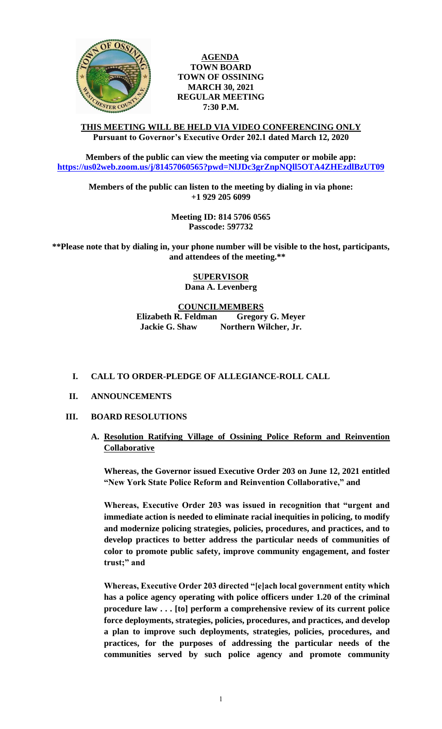**AGENDA**
**TOWN BOARD**
**TOWN OF OSSINING**
**MARCH 30, 2021**
**REGULAR MEETING**
**7:30 P.M.**

**THIS MEETING WILL BE HELD VIA VIDEO CONFERENCING ONLY**
**Pursuant to Governor's Executive Order 202.1 dated March 12, 2020**

**Members of the public can view the meeting via computer or mobile app:**
**https://us02web.zoom.us/j/81457060565?pwd=NlJDc3grZnpNQll5OTA4ZHEzdlBzUT09**

**Members of the public can listen to the meeting by dialing in via phone:**
**+1 929 205 6099**

**Meeting ID: 814 5706 0565**
**Passcode: 597732**

**\*\*Please note that by dialing in, your phone number will be visible to the host, participants, and attendees of the meeting.\*\***

**SUPERVISOR**
**Dana A. Levenberg**

**COUNCILMEMBERS**
**Elizabeth R. Feldman** **Gregory G. Meyer**
**Jackie G. Shaw** **Northern Wilcher, Jr.**

## I. CALL TO ORDER-PLEDGE OF ALLEGIANCE-ROLL CALL

## II. ANNOUNCEMENTS

## III. BOARD RESOLUTIONS

### A. Resolution Ratifying Village of Ossining Police Reform and Reinvention Collaborative

**Whereas, the Governor issued Executive Order 203 on June 12, 2021 entitled "New York State Police Reform and Reinvention Collaborative," and**

**Whereas, Executive Order 203 was issued in recognition that "urgent and immediate action is needed to eliminate racial inequities in policing, to modify and modernize policing strategies, policies, procedures, and practices, and to develop practices to better address the particular needs of communities of color to promote public safety, improve community engagement, and foster trust;" and**

**Whereas, Executive Order 203 directed "[e]ach local government entity which has a police agency operating with police officers under 1.20 of the criminal procedure law . . . [to] perform a comprehensive review of its current police force deployments, strategies, policies, procedures, and practices, and develop a plan to improve such deployments, strategies, policies, procedures, and practices, for the purposes of addressing the particular needs of the communities served by such police agency and promote community**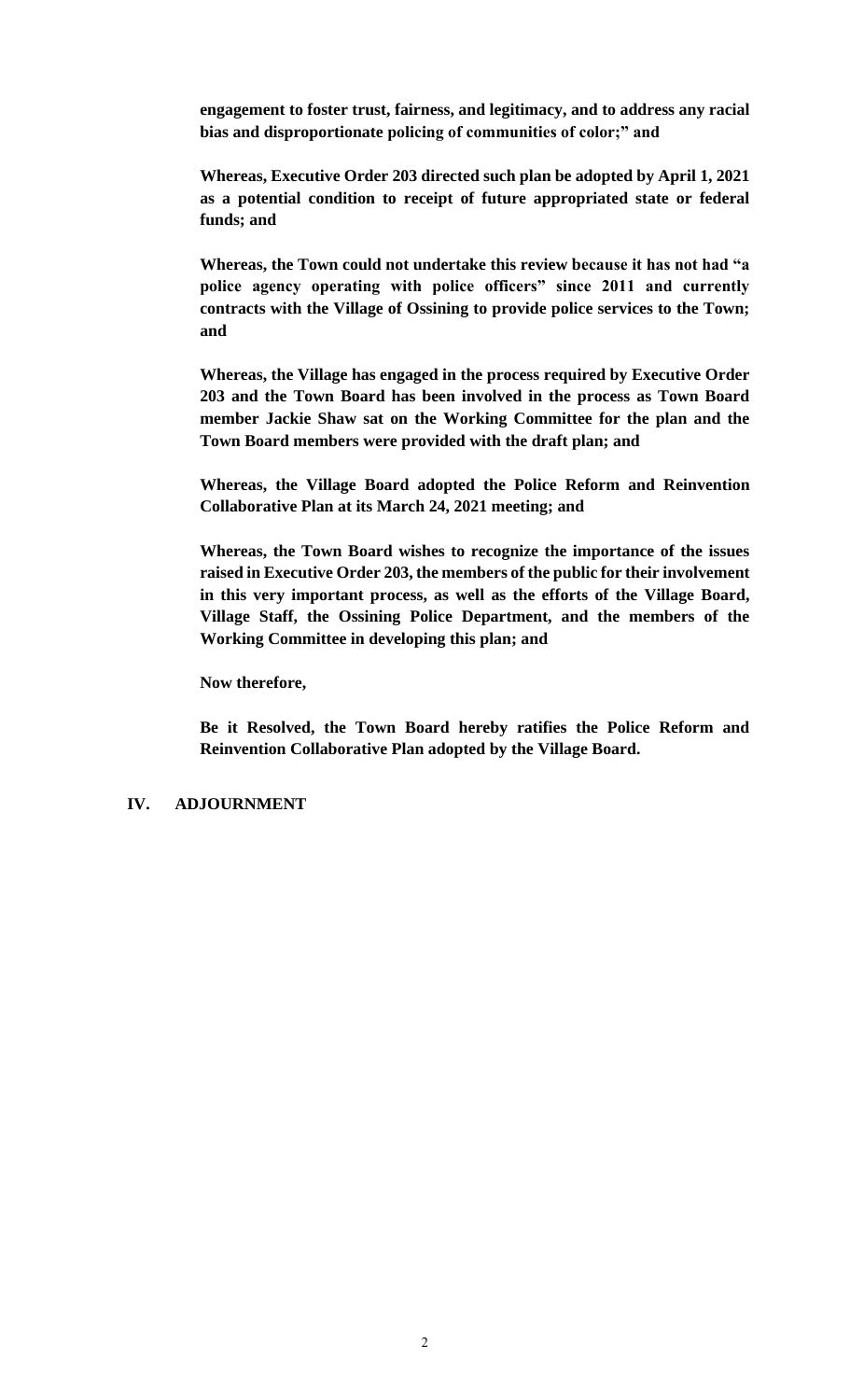**engagement to foster trust, fairness, and legitimacy, and to address any racial bias and disproportionate policing of communities of color;" and**

**Whereas, Executive Order 203 directed such plan be adopted by April 1, 2021 as a potential condition to receipt of future appropriated state or federal funds; and**

**Whereas, the Town could not undertake this review because it has not had "a police agency operating with police officers" since 2011 and currently contracts with the Village of Ossining to provide police services to the Town; and**

**Whereas, the Village has engaged in the process required by Executive Order 203 and the Town Board has been involved in the process as Town Board member Jackie Shaw sat on the Working Committee for the plan and the Town Board members were provided with the draft plan; and**

**Whereas, the Village Board adopted the Police Reform and Reinvention Collaborative Plan at its March 24, 2021 meeting; and**

**Whereas, the Town Board wishes to recognize the importance of the issues raised in Executive Order 203, the members of the public for their involvement in this very important process, as well as the efforts of the Village Board, Village Staff, the Ossining Police Department, and the members of the Working Committee in developing this plan; and**

**Now therefore,**

**Be it Resolved, the Town Board hereby ratifies the Police Reform and Reinvention Collaborative Plan adopted by the Village Board.**

**IV. ADJOURNMENT**